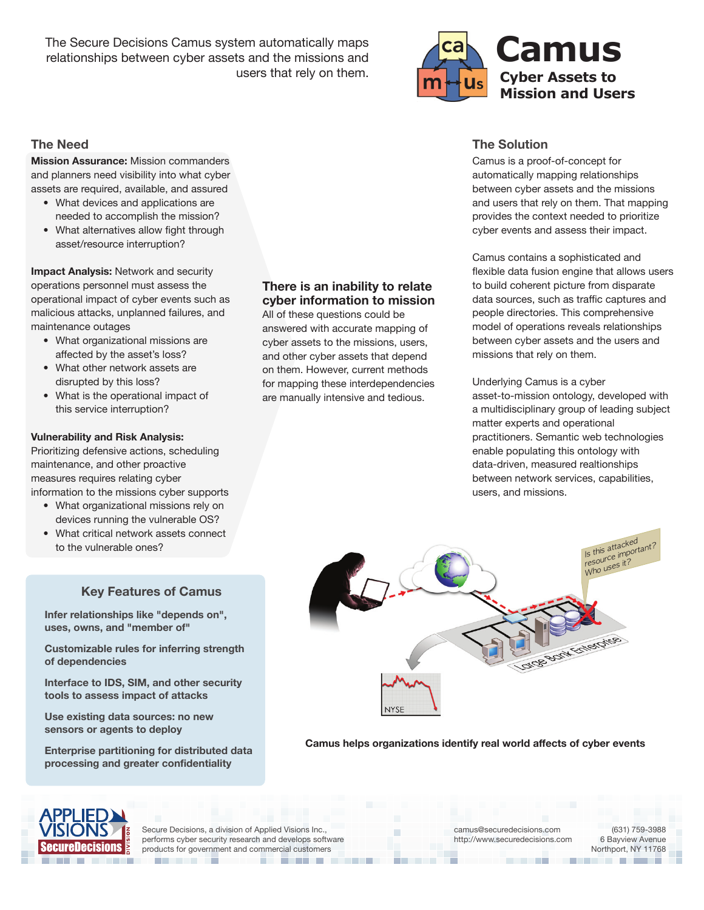The Secure Decisions Camus system automatically maps relationships between cyber assets and the missions and users that rely on them.

# Camus

**Cyber Assets to Mission and Users**

## The Need

**Mission Assurance:** Mission commanders and planners need visibility into what cyber assets are required, available, and assured

- What devices and applications are needed to accomplish the mission?
- What alternatives allow fight through asset/resource interruption?

**Impact Analysis:** Network and security operations personnel must assess the operational impact of cyber events such as malicious attacks, unplanned failures, and maintenance outages

- What organizational missions are affected by the asset's loss?
- What other network assets are disrupted by this loss?
- What is the operational impact of this service interruption?

**Vulnerability and Risk Analysis:** Prioritizing defensive actions, scheduling maintenance, and other proactive measures requires relating cyber information to the missions cyber supports

- What organizational missions rely on devices running the vulnerable OS?
- What critical network assets connect to the vulnerable ones?

### There is an inability to relate cyber information to mission

All of these questions could be answered with accurate mapping of cyber assets to the missions, users, and other cyber assets that depend on them. However, current methods for mapping these interdependencies are manually intensive and tedious.

## The Solution

Camus is a proof-of-concept for automatically mapping relationships between cyber assets and the missions and users that rely on them. That mapping provides the context needed to prioritize cyber events and assess their impact.

Camus contains a sophisticated and flexible data fusion engine that allows users to build coherent picture from disparate data sources, such as traffic captures and people directories. This comprehensive model of operations reveals relationships between cyber assets and the users and missions that rely on them.

Underlying Camus is a cyber asset-to-mission ontology, developed with a multidisciplinary group of leading subject matter experts and operational practitioners. Semantic web technologies enable populating this ontology with data-driven, measured realtionships between network services, capabilities, users, and missions.

## Key Features of Camus

**Infer relationships like "depends on", uses, owns, and "member of"**

**Customizable rules for inferring strength of dependencies**

**Interface to IDS, SIM, and other security tools to assess impact of attacks**

**Use existing data sources: no new sensors or agents to deploy**

**Enterprise partitioning for distributed data processing and greater confidentiality**

Is this attacked resource important? Who uses it?

Large Bank Enterprise

NYSE

**Camus helps organizations identify real world affects of cyber events**

APPLIED VISIONS SecureDecisions DIVISION

Secure Decisions, a division of Applied Visions Inc., performs cyber security research and develops software products for government and commercial customers

camus@securedecisions.com
http://www.securedecisions.com

(631) 759-3988
6 Bayview Avenue
Northport, NY 11768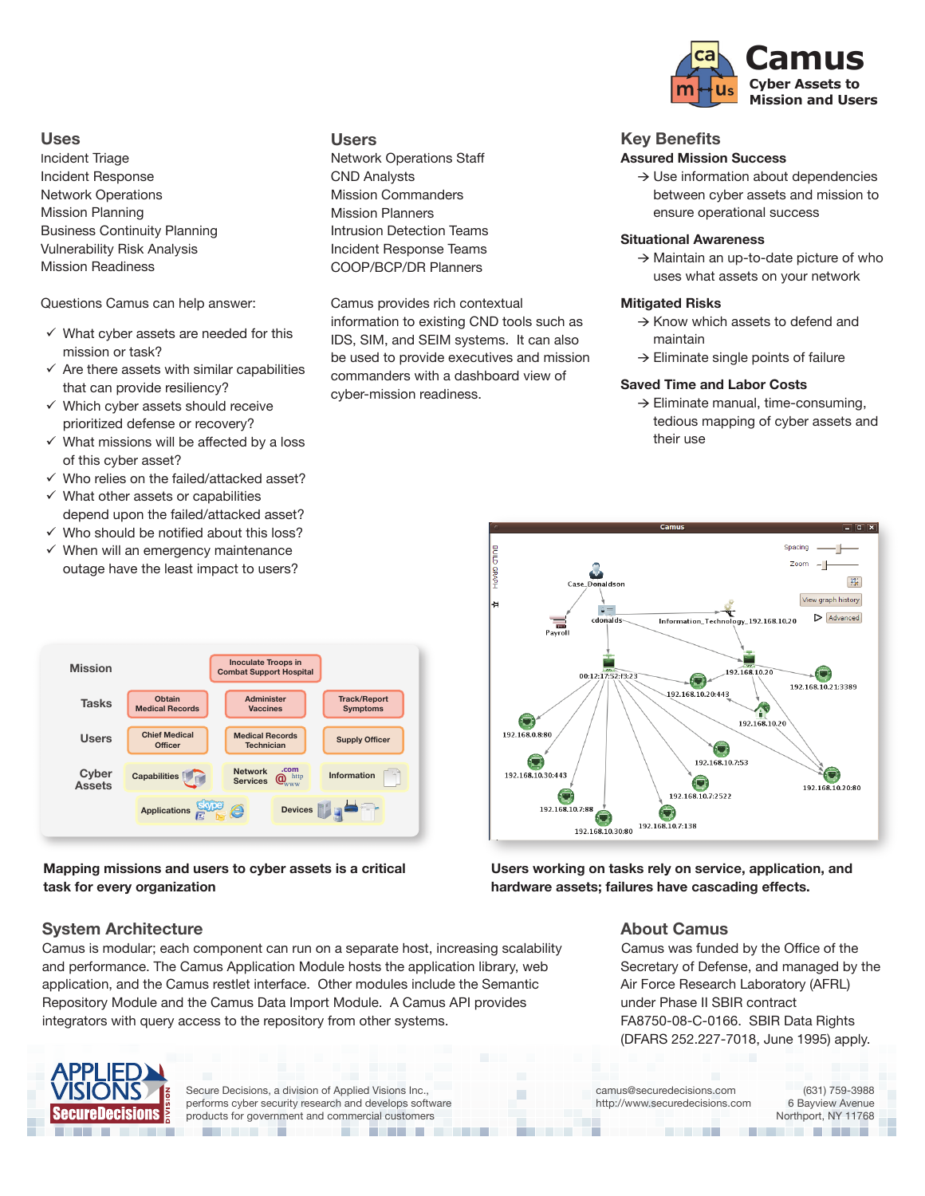# Camus

**Cyber Assets to Mission and Users**

## Uses

Incident Triage
Incident Response
Network Operations
Mission Planning
Business Continuity Planning
Vulnerability Risk Analysis
Mission Readiness

Questions Camus can help answer:

- ✓ What cyber assets are needed for this mission or task?
- ✓ Are there assets with similar capabilities that can provide resiliency?
- ✓ Which cyber assets should receive prioritized defense or recovery?
- ✓ What missions will be affected by a loss of this cyber asset?
- ✓ Who relies on the failed/attacked asset?
- ✓ What other assets or capabilities depend upon the failed/attacked asset?
- ✓ Who should be notified about this loss?
- ✓ When will an emergency maintenance outage have the least impact to users?

## Users

Network Operations Staff
CND Analysts
Mission Commanders
Mission Planners
Intrusion Detection Teams
Incident Response Teams
COOP/BCP/DR Planners

Camus provides rich contextual information to existing CND tools such as IDS, SIM, and SEIM systems. It can also be used to provide executives and mission commanders with a dashboard view of cyber-mission readiness.

## Key Benefits

### Assured Mission Success

→ Use information about dependencies between cyber assets and mission to ensure operational success

### Situational Awareness

→ Maintain an up-to-date picture of who uses what assets on your network

### Mitigated Risks

→ Know which assets to defend and maintain
→ Eliminate single points of failure

### Saved Time and Labor Costs

→ Eliminate manual, time-consuming, tedious mapping of cyber assets and their use

Mission
Inoculate Troops in Combat Support Hospital
Tasks
Obtain Medical Records
Administer Vaccines
Track/Report Symptoms
Users
Chief Medical Officer
Medical Records Technician
Supply Officer
Cyber Assets
Capabilities
Network Services
Information
Applications
Devices

**Mapping missions and users to cyber assets is a critical task for every organization**

**Users working on tasks rely on service, application, and hardware assets; failures have cascading effects.**

## System Architecture

Camus is modular; each component can run on a separate host, increasing scalability and performance. The Camus Application Module hosts the application library, web application, and the Camus restlet interface. Other modules include the Semantic Repository Module and the Camus Data Import Module. A Camus API provides integrators with query access to the repository from other systems.

## About Camus

Camus was funded by the Office of the Secretary of Defense, and managed by the Air Force Research Laboratory (AFRL) under Phase II SBIR contract FA8750-08-C-0166. SBIR Data Rights (DFARS 252.227-7018, June 1995) apply.

Secure Decisions, a division of Applied Visions Inc., performs cyber security research and develops software products for government and commercial customers

camus@securedecisions.com
http://www.securedecisions.com

(631) 759-3988
6 Bayview Avenue
Northport, NY 11768